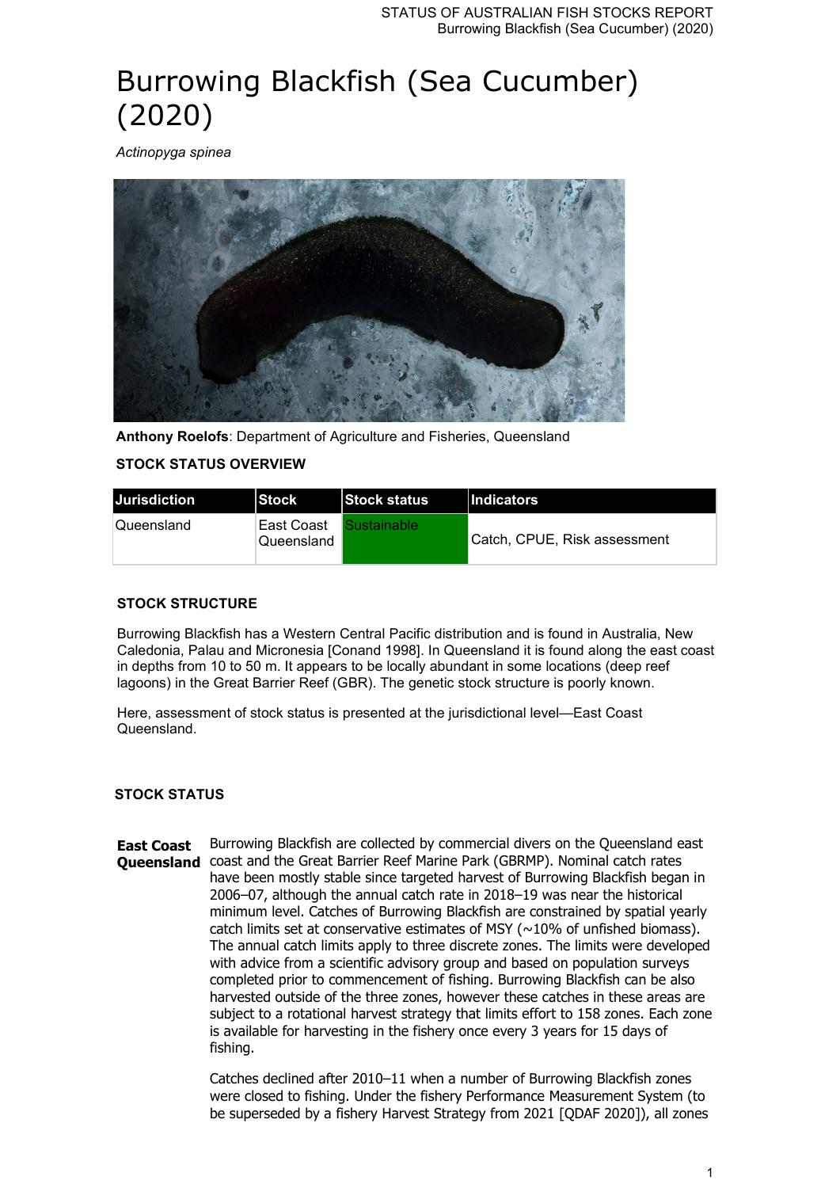# Burrowing Blackfish (Sea Cucumber) (2020)

*Actinopyga spinea*

**Anthony Roelofs**: Department of Agriculture and Fisheries, Queensland

### STOCK STATUS OVERVIEW

| Jurisdiction | Stock | Stock status | Indicators |
|---|---|---|---|
| Queensland | East Coast Queensland | Sustainable | Catch, CPUE, Risk assessment |

### STOCK STRUCTURE

Burrowing Blackfish has a Western Central Pacific distribution and is found in Australia, New Caledonia, Palau and Micronesia [Conand 1998]. In Queensland it is found along the east coast in depths from 10 to 50 m. It appears to be locally abundant in some locations (deep reef lagoons) in the Great Barrier Reef (GBR). The genetic stock structure is poorly known.

Here, assessment of stock status is presented at the jurisdictional level—East Coast Queensland.

### STOCK STATUS

**East Coast Queensland**

Burrowing Blackfish are collected by commercial divers on the Queensland east coast and the Great Barrier Reef Marine Park (GBRMP). Nominal catch rates have been mostly stable since targeted harvest of Burrowing Blackfish began in 2006–07, although the annual catch rate in 2018–19 was near the historical minimum level. Catches of Burrowing Blackfish are constrained by spatial yearly catch limits set at conservative estimates of MSY (~10% of unfished biomass). The annual catch limits apply to three discrete zones. The limits were developed with advice from a scientific advisory group and based on population surveys completed prior to commencement of fishing. Burrowing Blackfish can be also harvested outside of the three zones, however these catches in these areas are subject to a rotational harvest strategy that limits effort to 158 zones. Each zone is available for harvesting in the fishery once every 3 years for 15 days of fishing.

Catches declined after 2010–11 when a number of Burrowing Blackfish zones were closed to fishing. Under the fishery Performance Measurement System (to be superseded by a fishery Harvest Strategy from 2021 [QDAF 2020]), all zones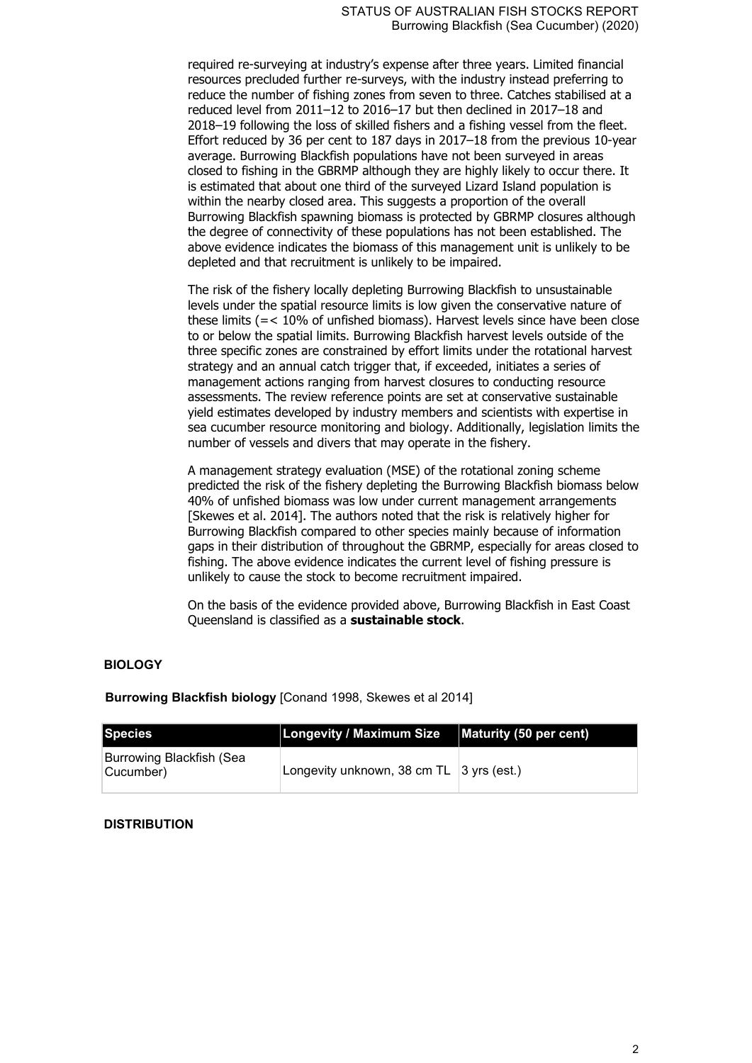required re-surveying at industry's expense after three years. Limited financial resources precluded further re-surveys, with the industry instead preferring to reduce the number of fishing zones from seven to three. Catches stabilised at a reduced level from 2011–12 to 2016–17 but then declined in 2017–18 and 2018–19 following the loss of skilled fishers and a fishing vessel from the fleet. Effort reduced by 36 per cent to 187 days in 2017–18 from the previous 10-year average. Burrowing Blackfish populations have not been surveyed in areas closed to fishing in the GBRMP although they are highly likely to occur there. It is estimated that about one third of the surveyed Lizard Island population is within the nearby closed area. This suggests a proportion of the overall Burrowing Blackfish spawning biomass is protected by GBRMP closures although the degree of connectivity of these populations has not been established. The above evidence indicates the biomass of this management unit is unlikely to be depleted and that recruitment is unlikely to be impaired.

The risk of the fishery locally depleting Burrowing Blackfish to unsustainable levels under the spatial resource limits is low given the conservative nature of these limits (=< 10% of unfished biomass). Harvest levels since have been close to or below the spatial limits. Burrowing Blackfish harvest levels outside of the three specific zones are constrained by effort limits under the rotational harvest strategy and an annual catch trigger that, if exceeded, initiates a series of management actions ranging from harvest closures to conducting resource assessments. The review reference points are set at conservative sustainable yield estimates developed by industry members and scientists with expertise in sea cucumber resource monitoring and biology. Additionally, legislation limits the number of vessels and divers that may operate in the fishery.

A management strategy evaluation (MSE) of the rotational zoning scheme predicted the risk of the fishery depleting the Burrowing Blackfish biomass below 40% of unfished biomass was low under current management arrangements [Skewes et al. 2014]. The authors noted that the risk is relatively higher for Burrowing Blackfish compared to other species mainly because of information gaps in their distribution of throughout the GBRMP, especially for areas closed to fishing. The above evidence indicates the current level of fishing pressure is unlikely to cause the stock to become recruitment impaired.

On the basis of the evidence provided above, Burrowing Blackfish in East Coast Queensland is classified as a **sustainable stock**.

## BIOLOGY

**Burrowing Blackfish biology** [Conand 1998, Skewes et al 2014]

| Species | Longevity / Maximum Size | Maturity (50 per cent) |
| --- | --- | --- |
| Burrowing Blackfish (Sea Cucumber) | Longevity unknown, 38 cm TL | 3 yrs (est.) |

## DISTRIBUTION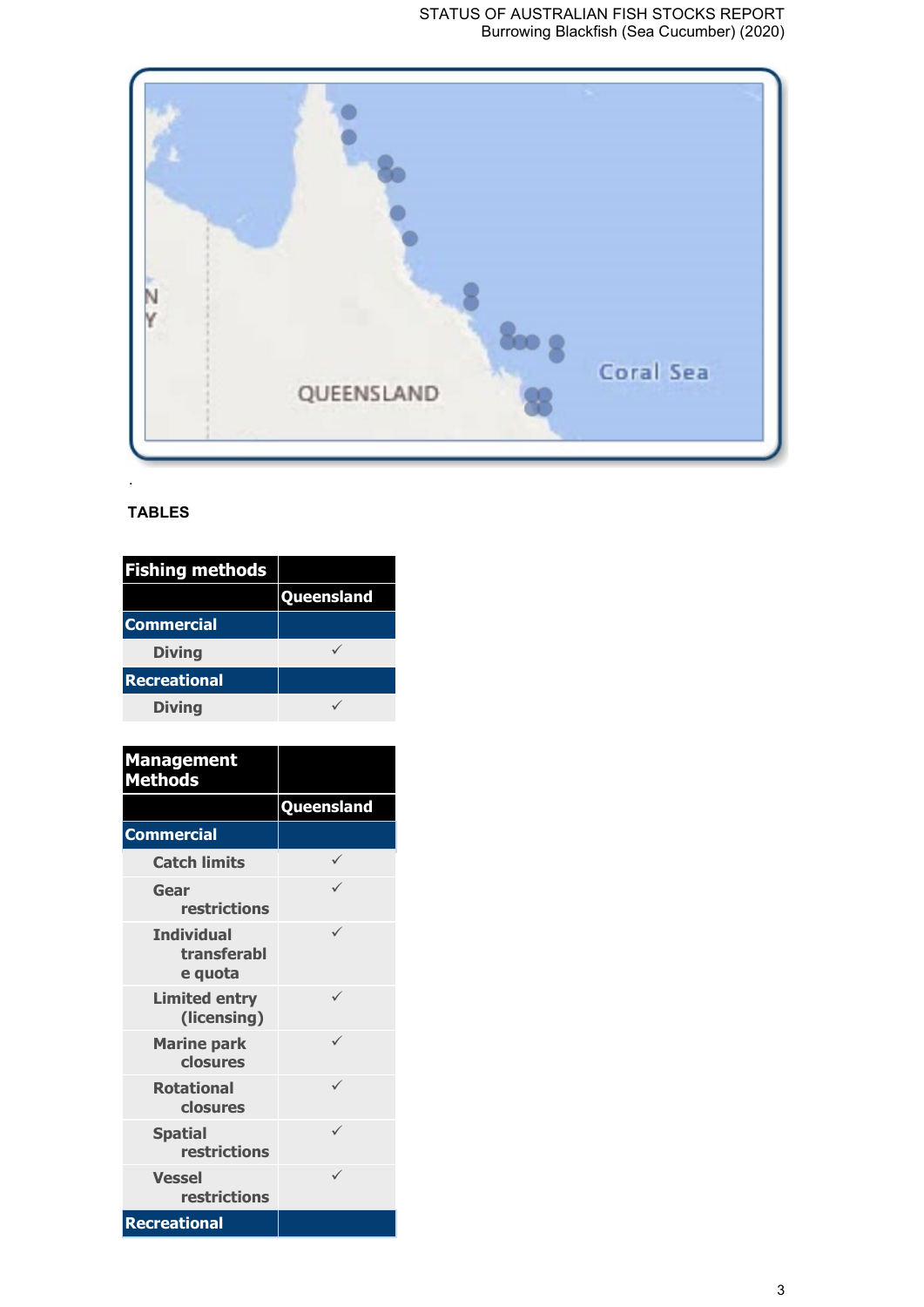## TABLES

| Fishing methods | |
|---|---|
| | Queensland |
| **Commercial** | |
| Diving | ✓ |
| **Recreational** | |
| Diving | ✓ |

| Management Methods | |
|---|---|
| | Queensland |
| **Commercial** | |
| Catch limits | ✓ |
| Gear restrictions | ✓ |
| Individual transferable quota | ✓ |
| Limited entry (licensing) | ✓ |
| Marine park closures | ✓ |
| Rotational closures | ✓ |
| Spatial restrictions | ✓ |
| Vessel restrictions | ✓ |
| **Recreational** | |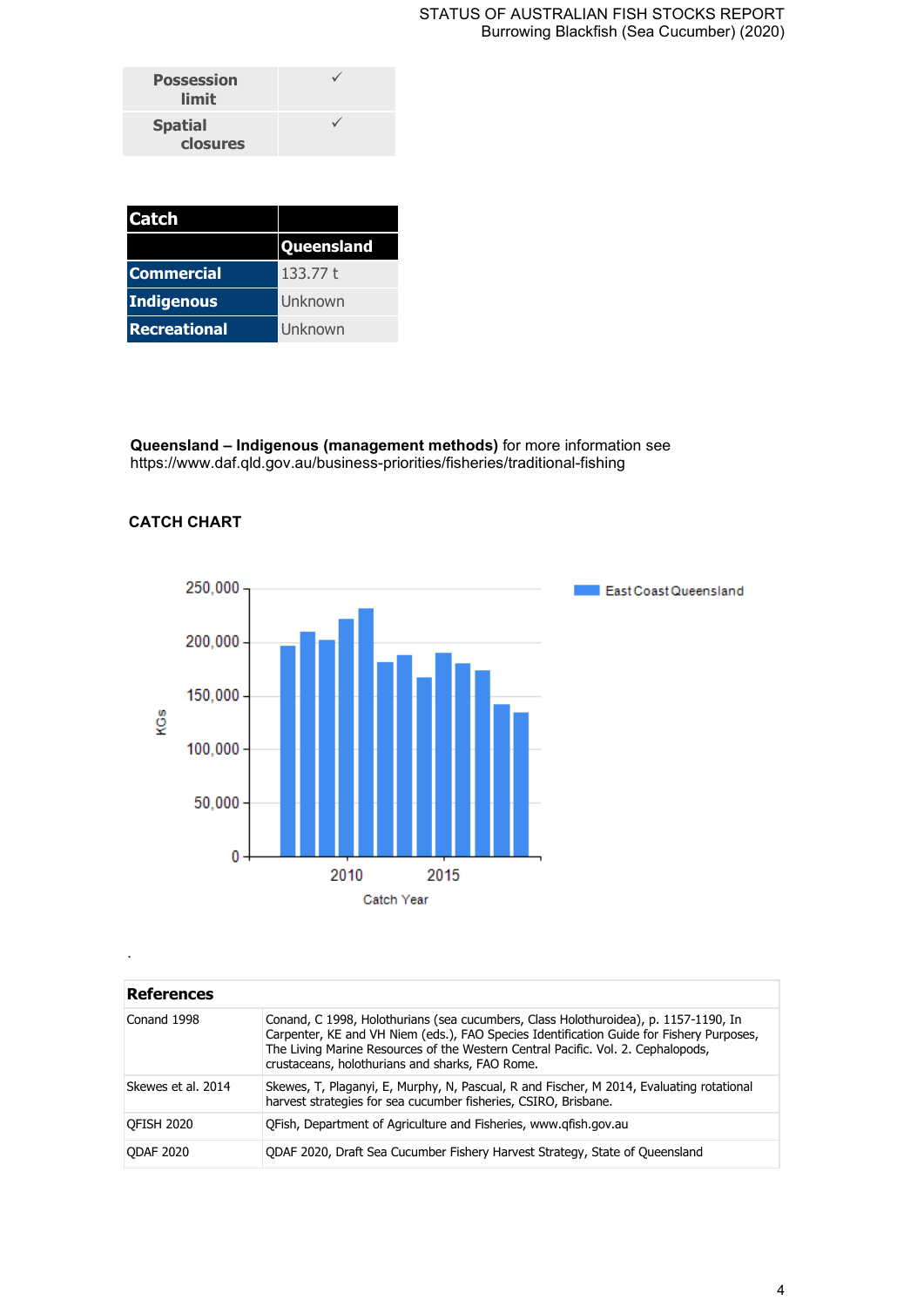| | |
|---|---|
| **Possession limit** | ✓ |
| **Spatial closures** | ✓ |

| Catch | |
|---|---|
| | **Queensland** |
| **Commercial** | 133.77 t |
| **Indigenous** | Unknown |
| **Recreational** | Unknown |

**Queensland – Indigenous (management methods)** for more information see https://www.daf.qld.gov.au/business-priorities/fisheries/traditional-fishing

**CATCH CHART**

East Coast Queensland

KGs

250,000
200,000
150,000
100,000
50,000
0

2010
2015

Catch Year

.

| References | |
|---|---|
| Conand 1998 | Conand, C 1998, Holothurians (sea cucumbers, Class Holothuroidea), p. 1157-1190, In Carpenter, KE and VH Niem (eds.), FAO Species Identification Guide for Fishery Purposes, The Living Marine Resources of the Western Central Pacific. Vol. 2. Cephalopods, crustaceans, holothurians and sharks, FAO Rome. |
| Skewes et al. 2014 | Skewes, T, Plaganyi, E, Murphy, N, Pascual, R and Fischer, M 2014, Evaluating rotational harvest strategies for sea cucumber fisheries, CSIRO, Brisbane. |
| QFISH 2020 | QFish, Department of Agriculture and Fisheries, www.qfish.gov.au |
| QDAF 2020 | QDAF 2020, Draft Sea Cucumber Fishery Harvest Strategy, State of Queensland |